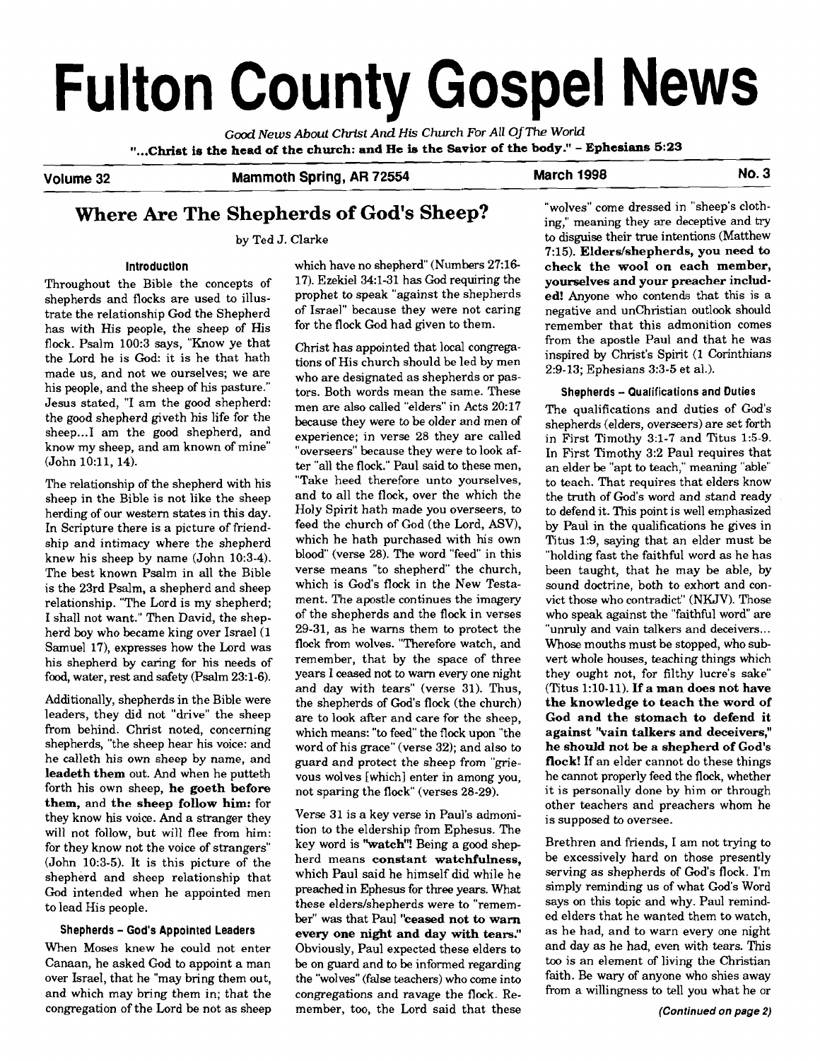# Fulton County Gospel News

*Good News About Christ And His Church For All Of The World*

**"...Christ is the head of the church: and He is the Savior of the body." - Ephesians 5:23**

**Volume 32** | **Mammoth Spring, AR 72554** | **March 1998** | **No. 3**

## Where Are The Shepherds of God's Sheep?

by Ted J. Clarke

### Introduction

Throughout the Bible the concepts of shepherds and flocks are used to illustrate the relationship God the Shepherd has with His people, the sheep of His flock. Psalm 100:3 says, "Know ye that the Lord he is God: it is he that hath made us, and not we ourselves; we are his people, and the sheep of his pasture." Jesus stated, "I am the good shepherd: the good shepherd giveth his life for the sheep...I am the good shepherd, and know my sheep, and am known of mine" (John 10:11, 14).

The relationship of the shepherd with his sheep in the Bible is not like the sheep herding of our western states in this day. In Scripture there is a picture of friendship and intimacy where the shepherd knew his sheep by name (John 10:3-4). The best known Psalm in all the Bible is the 23rd Psalm, a shepherd and sheep relationship. "The Lord is my shepherd; I shall not want." Then David, the shepherd boy who became king over Israel (1 Samuel 17), expresses how the Lord was his shepherd by caring for his needs of food, water, rest and safety (Psalm 23:1-6).

Additionally, shepherds in the Bible were leaders, they did not "drive" the sheep from behind. Christ noted, concerning shepherds, "the sheep hear his voice: and he calleth his own sheep by name, and **leadeth them** out. And when he putteth forth his own sheep, **he goeth before them,** and **the sheep follow him:** for they know his voice. And a stranger they will not follow, but will flee from him: for they know not the voice of strangers" (John 10:3-5). It is this picture of the shepherd and sheep relationship that God intended when he appointed men to lead His people.

### Shepherds – God's Appointed Leaders

When Moses knew he could not enter Canaan, he asked God to appoint a man over Israel, that he "may bring them out, and which may bring them in; that the congregation of the Lord be not as sheep which have no shepherd" (Numbers 27:16-17). Ezekiel 34:1-31 has God requiring the prophet to speak "against the shepherds of Israel" because they were not caring for the flock God had given to them.

Christ has appointed that local congregations of His church should be led by men who are designated as shepherds or pastors. Both words mean the same. These men are also called "elders" in Acts 20:17 because they were to be older and men of experience; in verse 28 they are called "overseers" because they were to look after "all the flock." Paul said to these men, "Take heed therefore unto yourselves, and to all the flock, over the which the Holy Spirit hath made you overseers, to feed the church of God (the Lord, ASV), which he hath purchased with his own blood" (verse 28). The word "feed" in this verse means "to shepherd" the church, which is God's flock in the New Testament. The apostle continues the imagery of the shepherds and the flock in verses 29-31, as he warns them to protect the flock from wolves. "Therefore watch, and remember, that by the space of three years I ceased not to warn every one night and day with tears" (verse 31). Thus, the shepherds of God's flock (the church) are to look after and care for the sheep, which means: "to feed" the flock upon "the word of his grace" (verse 32); and also to guard and protect the sheep from "grievous wolves [which] enter in among you, not sparing the flock" (verses 28-29).

Verse 31 is a key verse in Paul's admonition to the eldership from Ephesus. The key word is **"watch"!** Being a good shepherd means **constant watchfulness,** which Paul said he himself did while he preached in Ephesus for three years. What these elders/shepherds were to "remember" was that Paul **"ceased not to warn every one night and day with tears."** Obviously, Paul expected these elders to be on guard and to be informed regarding the "wolves" (false teachers) who come into congregations and ravage the flock. Remember, too, the Lord said that these "wolves" come dressed in "sheep's clothing," meaning they are deceptive and try to disguise their true intentions (Matthew 7:15). **Elders/shepherds, you need to check the wool on each member, yourselves and your preacher included!** Anyone who contends that this is a negative and unChristian outlook should remember that this admonition comes from the apostle Paul and that he was inspired by Christ's Spirit (1 Corinthians 2:9-13; Ephesians 3:3-5 et al.).

### Shepherds – Qualifications and Duties

The qualifications and duties of God's shepherds (elders, overseers) are set forth in First Timothy 3:1-7 and Titus 1:5-9. In First Timothy 3:2 Paul requires that an elder be "apt to teach," meaning "able" to teach. That requires that elders know the truth of God's word and stand ready to defend it. This point is well emphasized by Paul in the qualifications he gives in Titus 1:9, saying that an elder must be "holding fast the faithful word as he has been taught, that he may be able, by sound doctrine, both to exhort and convict those who contradict" (NKJV). Those who speak against the "faithful word" are "unruly and vain talkers and deceivers... Whose mouths must be stopped, who subvert whole houses, teaching things which they ought not, for filthy lucre's sake" (Titus 1:10-11). **If a man does not have the knowledge to teach the word of God and the stomach to defend it against "vain talkers and deceivers," he should not be a shepherd of God's flock!** If an elder cannot do these things he cannot properly feed the flock, whether it is personally done by him or through other teachers and preachers whom he is supposed to oversee.

Brethren and friends, I am not trying to be excessively hard on those presently serving as shepherds of God's flock. I'm simply reminding us of what God's Word says on this topic and why. Paul reminded elders that he wanted them to watch, as he had, and to warn every one night and day as he had, even with tears. This too is an element of living the Christian faith. Be wary of anyone who shies away from a willingness to tell you what he or

*(Continued on page 2)*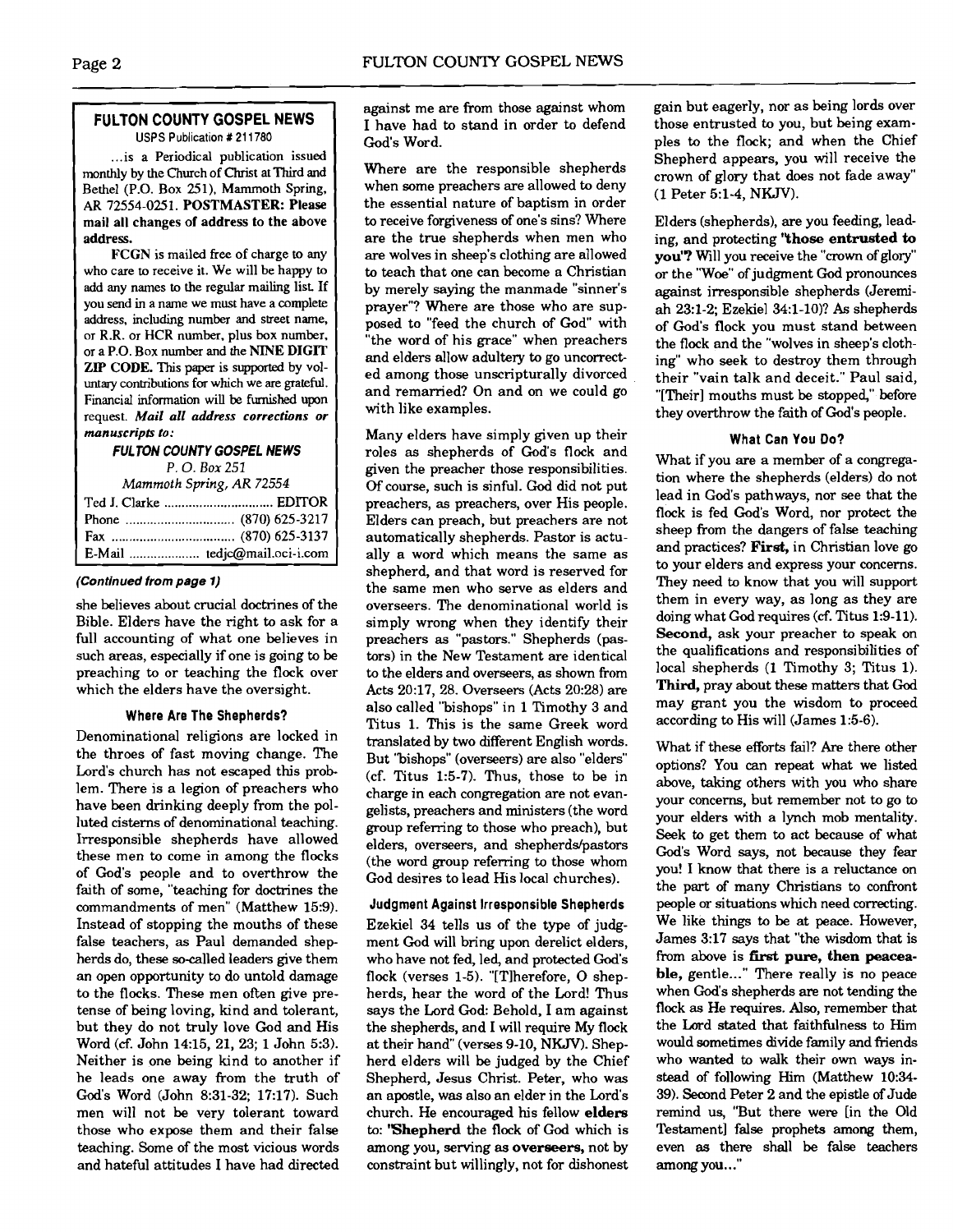## FULTON COUNTY GOSPEL NEWS

USPS Publication # 211780

...is a Periodical publication issued monthly by the Church of Christ at Third and Bethel (P.O. Box 251), Mammoth Spring, AR 72554-0251. **POSTMASTER: Please mail all changes of address to the above address.**

**FCGN** is mailed free of charge to any who care to receive it. We will be happy to add any names to the regular mailing list. If you send in a name we must have a complete address, including number and street name, or R.R. or HCR number, plus box number, or a P.O. Box number and the **NINE DIGIT ZIP CODE.** This paper is supported by voluntary contributions for which we are grateful. Financial information will be furnished upon request. ***Mail all address corrections or manuscripts to:***

***FULTON COUNTY GOSPEL NEWS***
*P. O. Box 251*
*Mammoth Spring, AR 72554*

Ted J. Clarke .............................. EDITOR
Phone .............................. (870) 625-3217
Fax .............................. (870) 625-3137
E-Mail .................. tedjc@mail.oci-i.com

***(Continued from page 1)***

she believes about crucial doctrines of the Bible. Elders have the right to ask for a full accounting of what one believes in such areas, especially if one is going to be preaching to or teaching the flock over which the elders have the oversight.

### Where Are The Shepherds?

Denominational religions are locked in the throes of fast moving change. The Lord's church has not escaped this problem. There is a legion of preachers who have been drinking deeply from the polluted cisterns of denominational teaching. Irresponsible shepherds have allowed these men to come in among the flocks of God's people and to overthrow the faith of some, "teaching for doctrines the commandments of men" (Matthew 15:9). Instead of stopping the mouths of these false teachers, as Paul demanded shepherds do, these so-called leaders give them an open opportunity to do untold damage to the flocks. These men often give pretense of being loving, kind and tolerant, but they do not truly love God and His Word (cf. John 14:15, 21, 23; 1 John 5:3). Neither is one being kind to another if he leads one away from the truth of God's Word (John 8:31-32; 17:17). Such men will not be very tolerant toward those who expose them and their false teaching. Some of the most vicious words and hateful attitudes I have had directed against me are from those against whom I have had to stand in order to defend God's Word.

Where are the responsible shepherds when some preachers are allowed to deny the essential nature of baptism in order to receive forgiveness of one's sins? Where are the true shepherds when men who are wolves in sheep's clothing are allowed to teach that one can become a Christian by merely saying the manmade "sinner's prayer"? Where are those who are supposed to "feed the church of God" with "the word of his grace" when preachers and elders allow adultery to go uncorrected among those unscripturally divorced and remarried? On and on we could go with like examples.

Many elders have simply given up their roles as shepherds of God's flock and given the preacher those responsibilities. Of course, such is sinful. God did not put preachers, as preachers, over His people. Elders can preach, but preachers are not automatically shepherds. Pastor is actually a word which means the same as shepherd, and that word is reserved for the same men who serve as elders and overseers. The denominational world is simply wrong when they identify their preachers as "pastors." Shepherds (pastors) in the New Testament are identical to the elders and overseers, as shown from Acts 20:17, 28. Overseers (Acts 20:28) are also called "bishops" in 1 Timothy 3 and Titus 1. This is the same Greek word translated by two different English words. But "bishops" (overseers) are also "elders" (cf. Titus 1:5-7). Thus, those to be in charge in each congregation are not evangelists, preachers and ministers (the word group referring to those who preach), but elders, overseers, and shepherds/pastors (the word group referring to those whom God desires to lead His local churches).

### Judgment Against Irresponsible Shepherds

Ezekiel 34 tells us of the type of judgment God will bring upon derelict elders, who have not fed, led, and protected God's flock (verses 1-5). "[T]herefore, O shepherds, hear the word of the Lord! Thus says the Lord God: Behold, I am against the shepherds, and I will require My flock at their hand" (verses 9-10, NKJV). Shepherd elders will be judged by the Chief Shepherd, Jesus Christ. Peter, who was an apostle, was also an elder in the Lord's church. He encouraged his fellow **elders** to: "**Shepherd** the flock of God which is among you, serving as **overseers**, not by constraint but willingly, not for dishonest gain but eagerly, nor as being lords over those entrusted to you, but being examples to the flock; and when the Chief Shepherd appears, you will receive the crown of glory that does not fade away" (1 Peter 5:1-4, NKJV).

Elders (shepherds), are you feeding, leading, and protecting **"those entrusted to you"?** Will you receive the "crown of glory" or the "Woe" of judgment God pronounces against irresponsible shepherds (Jeremiah 23:1-2; Ezekiel 34:1-10)? As shepherds of God's flock you must stand between the flock and the "wolves in sheep's clothing" who seek to destroy them through their "vain talk and deceit." Paul said, "[Their] mouths must be stopped," before they overthrow the faith of God's people.

### What Can You Do?

What if you are a member of a congregation where the shepherds (elders) do not lead in God's pathways, nor see that the flock is fed God's Word, nor protect the sheep from the dangers of false teaching and practices? **First,** in Christian love go to your elders and express your concerns. They need to know that you will support them in every way, as long as they are doing what God requires (cf. Titus 1:9-11). **Second,** ask your preacher to speak on the qualifications and responsibilities of local shepherds (1 Timothy 3; Titus 1). **Third,** pray about these matters that God may grant you the wisdom to proceed according to His will (James 1:5-6).

What if these efforts fail? Are there other options? You can repeat what we listed above, taking others with you who share your concerns, but remember not to go to your elders with a lynch mob mentality. Seek to get them to act because of what God's Word says, not because they fear you! I know that there is a reluctance on the part of many Christians to confront people or situations which need correcting. We like things to be at peace. However, James 3:17 says that "the wisdom that is from above is **first pure, then peaceable,** gentle..." There really is no peace when God's shepherds are not tending the flock as He requires. Also, remember that the Lord stated that faithfulness to Him would sometimes divide family and friends who wanted to walk their own ways instead of following Him (Matthew 10:34-39). Second Peter 2 and the epistle of Jude remind us, "But there were [in the Old Testament] false prophets among them, even as there shall be false teachers among you..."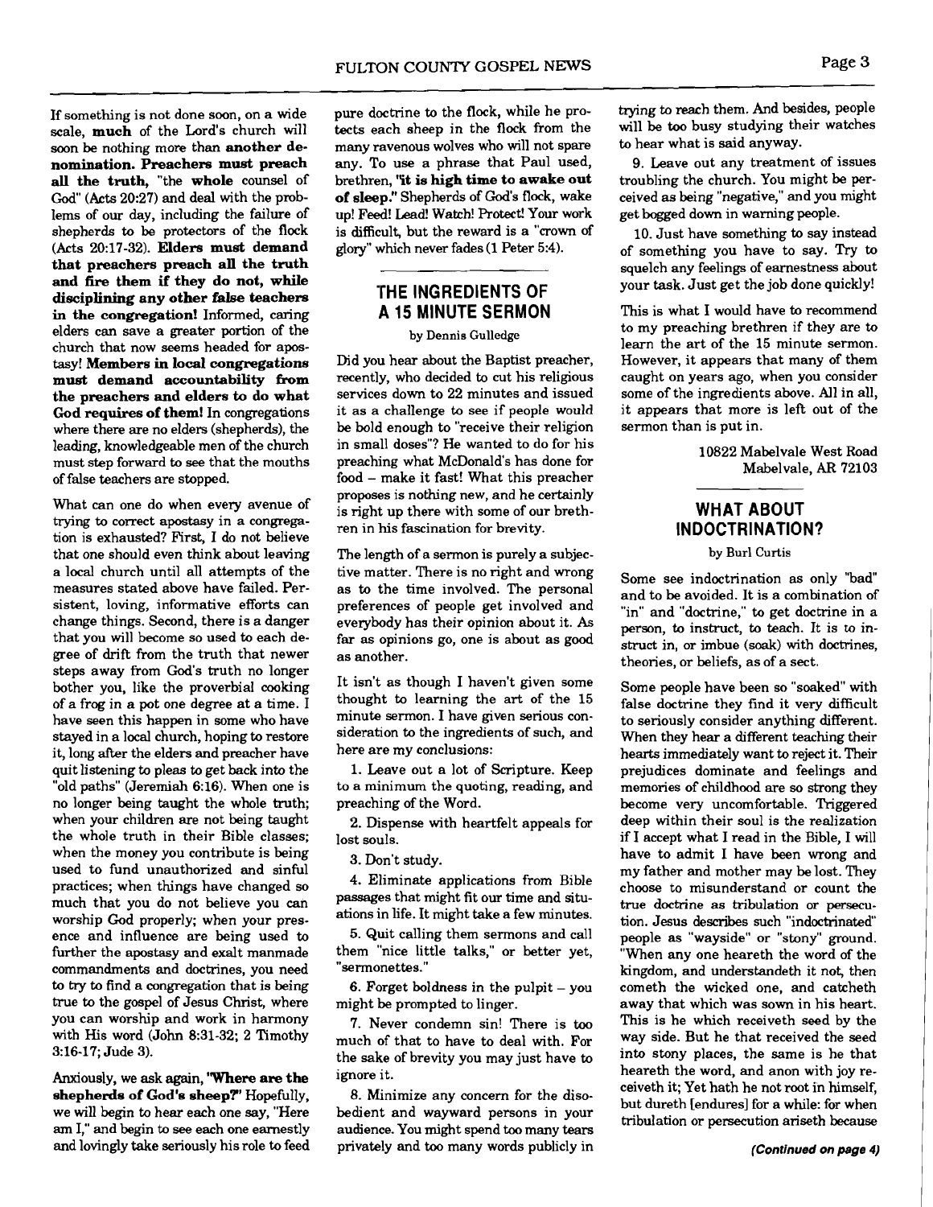If something is not done soon, on a wide scale, **much** of the Lord's church will soon be nothing more than **another denomination. Preachers must preach all the truth,** "the **whole** counsel of God" (Acts 20:27) and deal with the problems of our day, including the failure of shepherds to be protectors of the flock (Acts 20:17-32). **Elders must demand that preachers preach all the truth and fire them if they do not, while disciplining any other false teachers in the congregation!** Informed, caring elders can save a greater portion of the church that now seems headed for apostasy! **Members in local congregations must demand accountability from the preachers and elders to do what God requires of them!** In congregations where there are no elders (shepherds), the leading, knowledgeable men of the church must step forward to see that the mouths of false teachers are stopped.

What can one do when every avenue of trying to correct apostasy in a congregation is exhausted? First, I do not believe that one should even think about leaving a local church until all attempts of the measures stated above have failed. Persistent, loving, informative efforts can change things. Second, there is a danger that you will become so used to each degree of drift from the truth that newer steps away from God's truth no longer bother you, like the proverbial cooking of a frog in a pot one degree at a time. I have seen this happen in some who have stayed in a local church, hoping to restore it, long after the elders and preacher have quit listening to pleas to get back into the "old paths" (Jeremiah 6:16). When one is no longer being taught the whole truth; when your children are not being taught the whole truth in their Bible classes; when the money you contribute is being used to fund unauthorized and sinful practices; when things have changed so much that you do not believe you can worship God properly; when your presence and influence are being used to further the apostasy and exalt manmade commandments and doctrines, you need to try to find a congregation that is being true to the gospel of Jesus Christ, where you can worship and work in harmony with His word (John 8:31-32; 2 Timothy 3:16-17; Jude 3).

Anxiously, we ask again, **"Where are the shepherds of God's sheep?"** Hopefully, we will begin to hear each one say, "Here am I," and begin to see each one earnestly and lovingly take seriously his role to feed pure doctrine to the flock, while he protects each sheep in the flock from the many ravenous wolves who will not spare any. To use a phrase that Paul used, brethren, **"it is high time to awake out of sleep."** Shepherds of God's flock, wake up! Feed! Lead! Watch! Protect! Your work is difficult, but the reward is a "crown of glory" which never fades (1 Peter 5:4).

## THE INGREDIENTS OF A 15 MINUTE SERMON

by Dennis Gulledge

Did you hear about the Baptist preacher, recently, who decided to cut his religious services down to 22 minutes and issued it as a challenge to see if people would be bold enough to "receive their religion in small doses"? He wanted to do for his preaching what McDonald's has done for food – make it fast! What this preacher proposes is nothing new, and he certainly is right up there with some of our brethren in his fascination for brevity.

The length of a sermon is purely a subjective matter. There is no right and wrong as to the time involved. The personal preferences of people get involved and everybody has their opinion about it. As far as opinions go, one is about as good as another.

It isn't as though I haven't given some thought to learning the art of the 15 minute sermon. I have given serious consideration to the ingredients of such, and here are my conclusions:

1. Leave out a lot of Scripture. Keep to a minimum the quoting, reading, and preaching of the Word.

2. Dispense with heartfelt appeals for lost souls.

3. Don't study.

4. Eliminate applications from Bible passages that might fit our time and situations in life. It might take a few minutes.

5. Quit calling them sermons and call them "nice little talks," or better yet, "sermonettes."

6. Forget boldness in the pulpit – you might be prompted to linger.

7. Never condemn sin! There is too much of that to have to deal with. For the sake of brevity you may just have to ignore it.

8. Minimize any concern for the disobedient and wayward persons in your audience. You might spend too many tears privately and too many words publicly in trying to reach them. And besides, people will be too busy studying their watches to hear what is said anyway.

9. Leave out any treatment of issues troubling the church. You might be perceived as being "negative," and you might get bogged down in warning people.

10. Just have something to say instead of something you have to say. Try to squelch any feelings of earnestness about your task. Just get the job done quickly!

This is what I would have to recommend to my preaching brethren if they are to learn the art of the 15 minute sermon. However, it appears that many of them caught on years ago, when you consider some of the ingredients above. All in all, it appears that more is left out of the sermon than is put in.

10822 Mabelvale West Road
Mabelvale, AR 72103

## WHAT ABOUT INDOCTRINATION?

by Burl Curtis

Some see indoctrination as only "bad" and to be avoided. It is a combination of "in" and "doctrine," to get doctrine in a person, to instruct, to teach. It is to instruct in, or imbue (soak) with doctrines, theories, or beliefs, as of a sect.

Some people have been so "soaked" with false doctrine they find it very difficult to seriously consider anything different. When they hear a different teaching their hearts immediately want to reject it. Their prejudices dominate and feelings and memories of childhood are so strong they become very uncomfortable. Triggered deep within their soul is the realization if I accept what I read in the Bible, I will have to admit I have been wrong and my father and mother may be lost. They choose to misunderstand or count the true doctrine as tribulation or persecution. Jesus describes such "indoctrinated" people as "wayside" or "stony" ground. "When any one heareth the word of the kingdom, and understandeth it not, then cometh the wicked one, and catcheth away that which was sown in his heart. This is he which receiveth seed by the way side. But he that received the seed into stony places, the same is he that heareth the word, and anon with joy receiveth it; Yet hath he not root in himself, but dureth [endures] for a while: for when tribulation or persecution ariseth because

*(Continued on page 4)*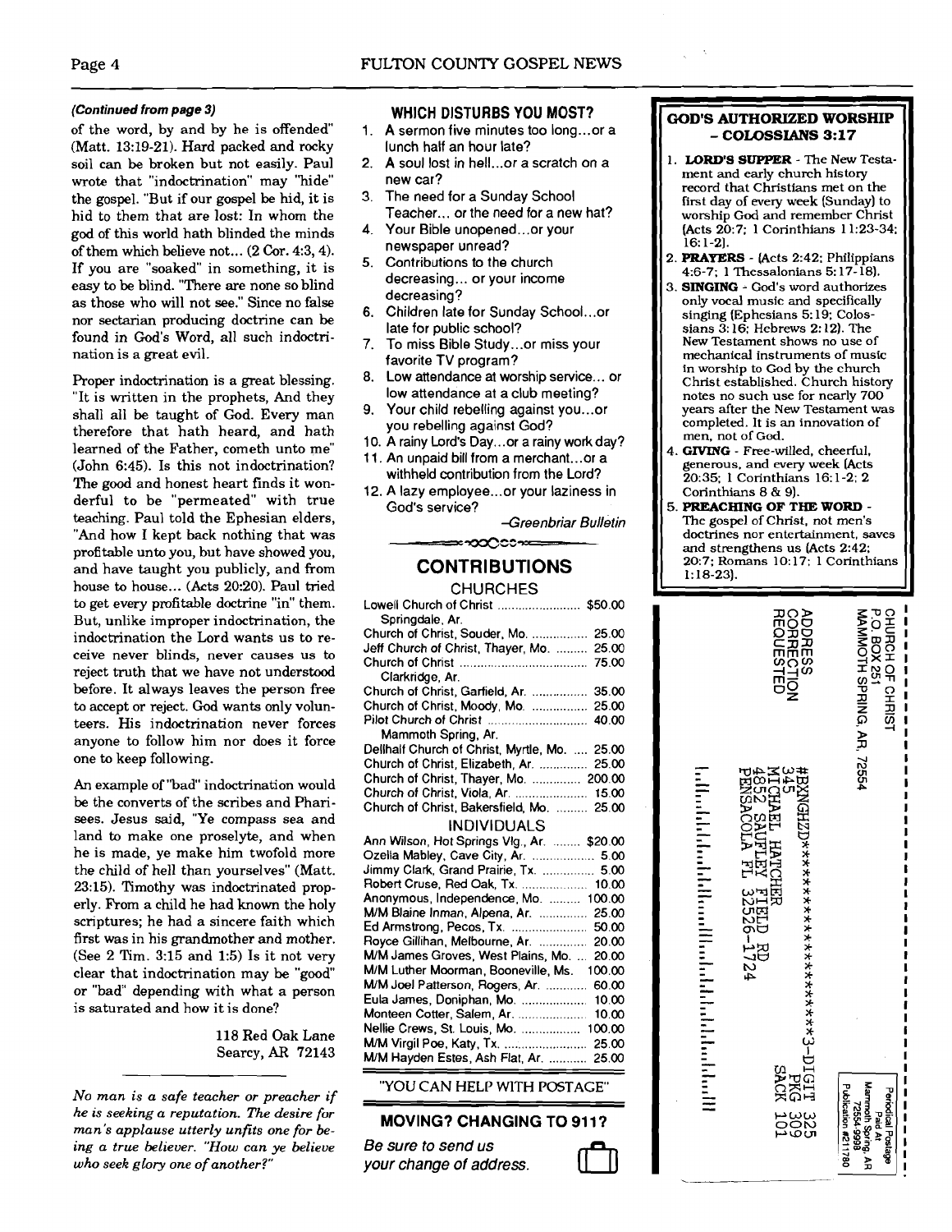*(Continued from page 3)*

of the word, by and by he is offended" (Matt. 13:19-21). Hard packed and rocky soil can be broken but not easily. Paul wrote that "indoctrination" may "hide" the gospel. "But if our gospel be hid, it is hid to them that are lost: In whom the god of this world hath blinded the minds of them which believe not... (2 Cor. 4:3, 4). If you are "soaked" in something, it is easy to be blind. "There are none so blind as those who will not see." Since no false nor sectarian producing doctrine can be found in God's Word, all such indoctrination is a great evil.

Proper indoctrination is a great blessing. "It is written in the prophets, And they shall all be taught of God. Every man therefore that hath heard, and hath learned of the Father, cometh unto me" (John 6:45). Is this not indoctrination? The good and honest heart finds it wonderful to be "permeated" with true teaching. Paul told the Ephesian elders, "And how I kept back nothing that was profitable unto you, but have showed you, and have taught you publicly, and from house to house... (Acts 20:20). Paul tried to get every profitable doctrine "in" them. But, unlike improper indoctrination, the indoctrination the Lord wants us to receive never blinds, never causes us to reject truth that we have not understood before. It always leaves the person free to accept or reject. God wants only volunteers. His indoctrination never forces anyone to follow him nor does it force one to keep following.

An example of "bad" indoctrination would be the converts of the scribes and Pharisees. Jesus said, "Ye compass sea and land to make one proselyte, and when he is made, ye make him twofold more the child of hell than yourselves" (Matt. 23:15). Timothy was indoctrinated properly. From a child he had known the holy scriptures; he had a sincere faith which first was in his grandmother and mother. (See 2 Tim. 3:15 and 1:5) Is it not very clear that indoctrination may be "good" or "bad" depending with what a person is saturated and how it is done?

118 Red Oak Lane
Searcy, AR 72143

*No man is a safe teacher or preacher if he is seeking a reputation. The desire for man's applause utterly unfits one for being a true believer. "How can ye believe who seek glory one of another?"*

## WHICH DISTURBS YOU MOST?

1. A sermon five minutes too long...or a lunch half an hour late?
2. A soul lost in hell...or a scratch on a new car?
3. The need for a Sunday School Teacher... or the need for a new hat?
4. Your Bible unopened...or your newspaper unread?
5. Contributions to the church decreasing... or your income decreasing?
6. Children late for Sunday School...or late for public school?
7. To miss Bible Study...or miss your favorite TV program?
8. Low attendance at worship service... or low attendance at a club meeting?
9. Your child rebelling against you...or you rebelling against God?
10. A rainy Lord's Day...or a rainy work day?
11. An unpaid bill from a merchant...or a withheld contribution from the Lord?
12. A lazy employee...or your laziness in God's service?

*-Greenbriar Bulletin*

## CONTRIBUTIONS

### CHURCHES

| | |
|---|---|
| Lowell Church of Christ, Springdale, Ar. | $50.00 |
| Church of Christ, Souder, Mo. | 25.00 |
| Jeff Church of Christ, Thayer, Mo. | 25.00 |
| Church of Christ, Clarkridge, Ar. | 75.00 |
| Church of Christ, Garfield, Ar. | 35.00 |
| Church of Christ, Moody, Mo. | 25.00 |
| Pilot Church of Christ, Mammoth Spring, Ar. | 40.00 |
| Dellhalf Church of Christ, Myrtle, Mo. | 25.00 |
| Church of Christ, Elizabeth, Ar. | 25.00 |
| Church of Christ, Thayer, Mo. | 200.00 |
| Church of Christ, Viola, Ar. | 15.00 |
| Church of Christ, Bakersfield, Mo. | 25.00 |

### INDIVIDUALS

| | |
|---|---|
| Ann Wilson, Hot Springs Vlg., Ar. | $20.00 |
| Ozella Mabley, Cave City, Ar. | 5.00 |
| Jimmy Clark, Grand Prairie, Tx. | 5.00 |
| Robert Cruse, Red Oak, Tx. | 10.00 |
| Anonymous, Independence, Mo. | 100.00 |
| M/M Blaine Inman, Alpena, Ar. | 25.00 |
| Ed Armstrong, Pecos, Tx. | 50.00 |
| Royce Gillihan, Melbourne, Ar. | 20.00 |
| M/M James Groves, West Plains, Mo. | 20.00 |
| M/M Luther Moorman, Booneville, Ms. | 100.00 |
| M/M Joel Patterson, Rogers, Ar. | 60.00 |
| Eula James, Doniphan, Mo. | 10.00 |
| Monteen Cotter, Salem, Ar. | 10.00 |
| Nellie Crews, St. Louis, Mo. | 100.00 |
| M/M Virgil Poe, Katy, Tx. | 25.00 |
| M/M Hayden Estes, Ash Flat, Ar. | 25.00 |

"YOU CAN HELP WITH POSTAGE"

## MOVING? CHANGING TO 911?

*Be sure to send us your change of address.*

## GOD'S AUTHORIZED WORSHIP - COLOSSIANS 3:17

1. **LORD'S SUPPER** - The New Testament and early church history record that Christians met on the first day of every week (Sunday) to worship God and remember Christ (Acts 20:7; 1 Corinthians 11:23-34; 16:1-2).
2. **PRAYERS** - (Acts 2:42; Philippians 4:6-7; 1 Thessalonians 5:17-18).
3. **SINGING** - God's word authorizes only vocal music and specifically singing (Ephesians 5:19; Colossians 3:16; Hebrews 2:12). The New Testament shows no use of mechanical instruments of music in worship to God by the church Christ established. Church history notes no such use for nearly 700 years after the New Testament was completed. It is an innovation of men, not of God.
4. **GIVING** - Free-willed, cheerful, generous, and every week (Acts 20:35; 1 Corinthians 16:1-2; 2 Corinthians 8 & 9).
5. **PREACHING OF THE WORD** - The gospel of Christ, not men's doctrines nor entertainment, saves and strengthens us (Acts 2:42; 20:7; Romans 10:17; 1 Corinthians 1:18-23).

CHURCH OF CHRIST
P.O. BOX 251
MAMMOTH SPRING, AR. 72554

ADDRESS
CORRECTION
REQUESTED

Periodical Postage Paid At Mammoth Spring, AR 72554-9998 Publication #211780

#BXNGHZD**********************3-DIGIT 325
345 PKG 309
MICHAEL HATCHER SACK 101
4852 SAUFLEY FIELD RD
PENSACOLA FL 32526-1724